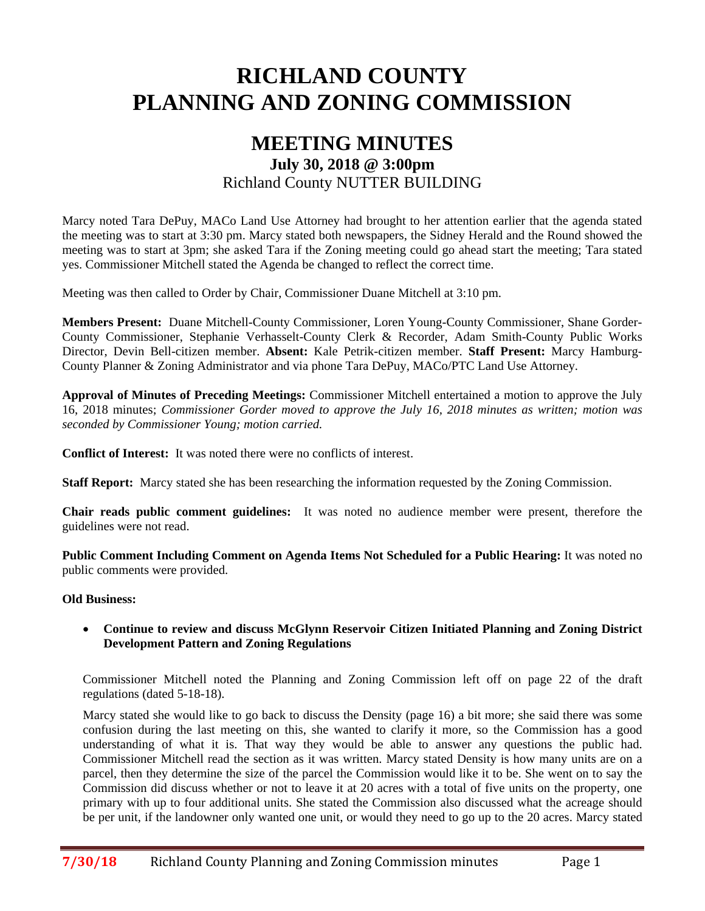# RICHLAND COUNTY PLANNING AND ZONING COMMISSION

## MEETING MINUTES

### July 30, 2018 @ 3:00pm

Richland County NUTTER BUILDING

Marcy noted Tara DePuy, MACo Land Use Attorney had brought to her attention earlier that the agenda stated the meeting was to start at 3:30 pm. Marcy stated both newspapers, the Sidney Herald and the Round showed the meeting was to start at 3pm; she asked Tara if the Zoning meeting could go ahead start the meeting; Tara stated yes. Commissioner Mitchell stated the Agenda be changed to reflect the correct time.

Meeting was then called to Order by Chair, Commissioner Duane Mitchell at 3:10 pm.

**Members Present:** Duane Mitchell-County Commissioner, Loren Young-County Commissioner, Shane Gorder-County Commissioner, Stephanie Verhasselt-County Clerk & Recorder, Adam Smith-County Public Works Director, Devin Bell-citizen member. **Absent:** Kale Petrik-citizen member. **Staff Present:** Marcy Hamburg-County Planner & Zoning Administrator and via phone Tara DePuy, MACo/PTC Land Use Attorney.

**Approval of Minutes of Preceding Meetings:** Commissioner Mitchell entertained a motion to approve the July 16, 2018 minutes; *Commissioner Gorder moved to approve the July 16, 2018 minutes as written; motion was seconded by Commissioner Young; motion carried.*

**Conflict of Interest:** It was noted there were no conflicts of interest.

**Staff Report:** Marcy stated she has been researching the information requested by the Zoning Commission.

**Chair reads public comment guidelines:** It was noted no audience member were present, therefore the guidelines were not read.

**Public Comment Including Comment on Agenda Items Not Scheduled for a Public Hearing:** It was noted no public comments were provided.

**Old Business:**

- **Continue to review and discuss McGlynn Reservoir Citizen Initiated Planning and Zoning District Development Pattern and Zoning Regulations**

Commissioner Mitchell noted the Planning and Zoning Commission left off on page 22 of the draft regulations (dated 5-18-18).

Marcy stated she would like to go back to discuss the Density (page 16) a bit more; she said there was some confusion during the last meeting on this, she wanted to clarify it more, so the Commission has a good understanding of what it is. That way they would be able to answer any questions the public had. Commissioner Mitchell read the section as it was written. Marcy stated Density is how many units are on a parcel, then they determine the size of the parcel the Commission would like it to be. She went on to say the Commission did discuss whether or not to leave it at 20 acres with a total of five units on the property, one primary with up to four additional units. She stated the Commission also discussed what the acreage should be per unit, if the landowner only wanted one unit, or would they need to go up to the 20 acres. Marcy stated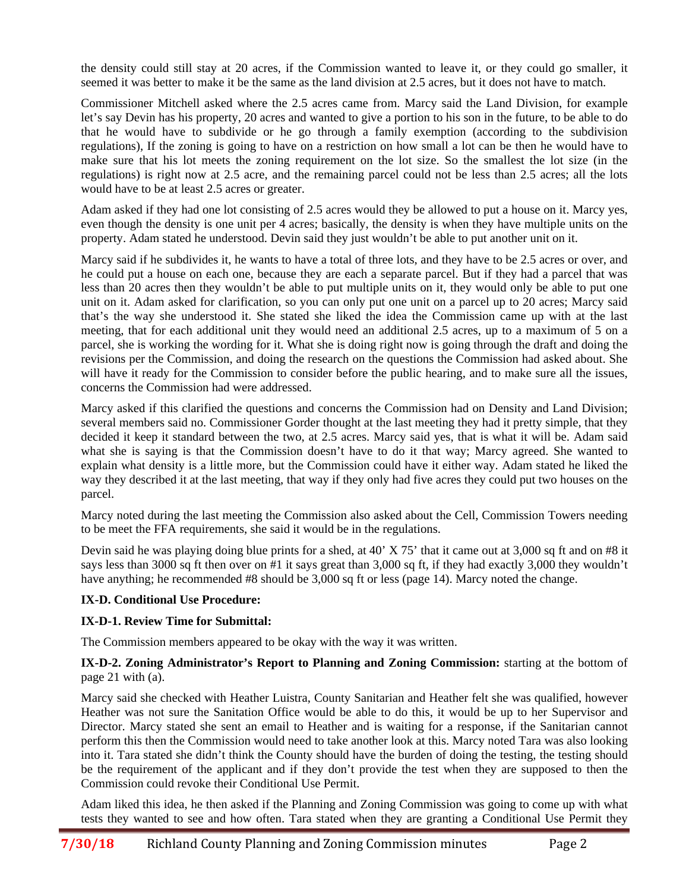the density could still stay at 20 acres, if the Commission wanted to leave it, or they could go smaller, it seemed it was better to make it be the same as the land division at 2.5 acres, but it does not have to match.

Commissioner Mitchell asked where the 2.5 acres came from. Marcy said the Land Division, for example let's say Devin has his property, 20 acres and wanted to give a portion to his son in the future, to be able to do that he would have to subdivide or he go through a family exemption (according to the subdivision regulations), If the zoning is going to have on a restriction on how small a lot can be then he would have to make sure that his lot meets the zoning requirement on the lot size. So the smallest the lot size (in the regulations) is right now at 2.5 acre, and the remaining parcel could not be less than 2.5 acres; all the lots would have to be at least 2.5 acres or greater.

Adam asked if they had one lot consisting of 2.5 acres would they be allowed to put a house on it. Marcy yes, even though the density is one unit per 4 acres; basically, the density is when they have multiple units on the property. Adam stated he understood. Devin said they just wouldn't be able to put another unit on it.

Marcy said if he subdivides it, he wants to have a total of three lots, and they have to be 2.5 acres or over, and he could put a house on each one, because they are each a separate parcel. But if they had a parcel that was less than 20 acres then they wouldn't be able to put multiple units on it, they would only be able to put one unit on it. Adam asked for clarification, so you can only put one unit on a parcel up to 20 acres; Marcy said that's the way she understood it. She stated she liked the idea the Commission came up with at the last meeting, that for each additional unit they would need an additional 2.5 acres, up to a maximum of 5 on a parcel, she is working the wording for it. What she is doing right now is going through the draft and doing the revisions per the Commission, and doing the research on the questions the Commission had asked about. She will have it ready for the Commission to consider before the public hearing, and to make sure all the issues, concerns the Commission had were addressed.

Marcy asked if this clarified the questions and concerns the Commission had on Density and Land Division; several members said no. Commissioner Gorder thought at the last meeting they had it pretty simple, that they decided it keep it standard between the two, at 2.5 acres. Marcy said yes, that is what it will be. Adam said what she is saying is that the Commission doesn't have to do it that way; Marcy agreed. She wanted to explain what density is a little more, but the Commission could have it either way. Adam stated he liked the way they described it at the last meeting, that way if they only had five acres they could put two houses on the parcel.

Marcy noted during the last meeting the Commission also asked about the Cell, Commission Towers needing to be meet the FFA requirements, she said it would be in the regulations.

Devin said he was playing doing blue prints for a shed, at 40' X 75' that it came out at 3,000 sq ft and on #8 it says less than 3000 sq ft then over on #1 it says great than 3,000 sq ft, if they had exactly 3,000 they wouldn't have anything; he recommended #8 should be 3,000 sq ft or less (page 14). Marcy noted the change.

**IX-D. Conditional Use Procedure:**

**IX-D-1. Review Time for Submittal:**

The Commission members appeared to be okay with the way it was written.

**IX-D-2. Zoning Administrator's Report to Planning and Zoning Commission:** starting at the bottom of page 21 with (a).

Marcy said she checked with Heather Luistra, County Sanitarian and Heather felt she was qualified, however Heather was not sure the Sanitation Office would be able to do this, it would be up to her Supervisor and Director. Marcy stated she sent an email to Heather and is waiting for a response, if the Sanitarian cannot perform this then the Commission would need to take another look at this. Marcy noted Tara was also looking into it. Tara stated she didn't think the County should have the burden of doing the testing, the testing should be the requirement of the applicant and if they don't provide the test when they are supposed to then the Commission could revoke their Conditional Use Permit.

Adam liked this idea, he then asked if the Planning and Zoning Commission was going to come up with what tests they wanted to see and how often. Tara stated when they are granting a Conditional Use Permit they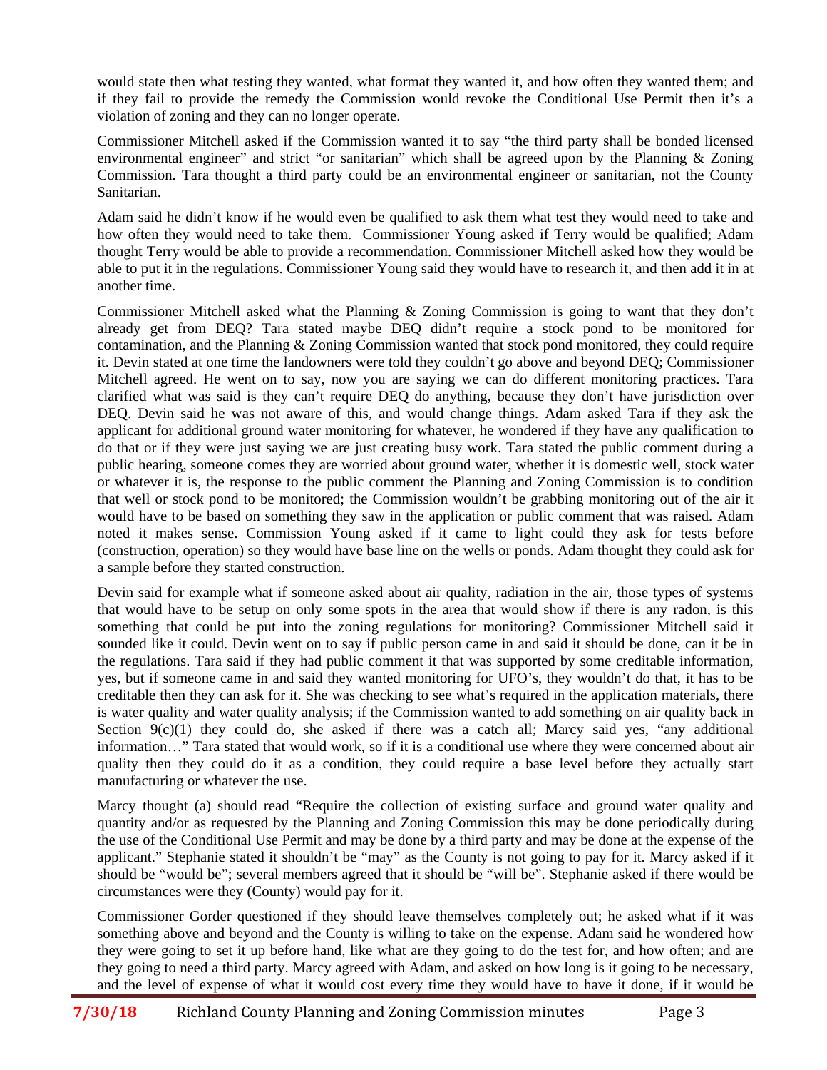would state then what testing they wanted, what format they wanted it, and how often they wanted them; and if they fail to provide the remedy the Commission would revoke the Conditional Use Permit then it's a violation of zoning and they can no longer operate.

Commissioner Mitchell asked if the Commission wanted it to say "the third party shall be bonded licensed environmental engineer" and strict "or sanitarian" which shall be agreed upon by the Planning & Zoning Commission. Tara thought a third party could be an environmental engineer or sanitarian, not the County Sanitarian.

Adam said he didn't know if he would even be qualified to ask them what test they would need to take and how often they would need to take them. Commissioner Young asked if Terry would be qualified; Adam thought Terry would be able to provide a recommendation. Commissioner Mitchell asked how they would be able to put it in the regulations. Commissioner Young said they would have to research it, and then add it in at another time.

Commissioner Mitchell asked what the Planning & Zoning Commission is going to want that they don't already get from DEQ? Tara stated maybe DEQ didn't require a stock pond to be monitored for contamination, and the Planning & Zoning Commission wanted that stock pond monitored, they could require it. Devin stated at one time the landowners were told they couldn't go above and beyond DEQ; Commissioner Mitchell agreed. He went on to say, now you are saying we can do different monitoring practices. Tara clarified what was said is they can't require DEQ do anything, because they don't have jurisdiction over DEQ. Devin said he was not aware of this, and would change things. Adam asked Tara if they ask the applicant for additional ground water monitoring for whatever, he wondered if they have any qualification to do that or if they were just saying we are just creating busy work. Tara stated the public comment during a public hearing, someone comes they are worried about ground water, whether it is domestic well, stock water or whatever it is, the response to the public comment the Planning and Zoning Commission is to condition that well or stock pond to be monitored; the Commission wouldn't be grabbing monitoring out of the air it would have to be based on something they saw in the application or public comment that was raised. Adam noted it makes sense. Commission Young asked if it came to light could they ask for tests before (construction, operation) so they would have base line on the wells or ponds. Adam thought they could ask for a sample before they started construction.

Devin said for example what if someone asked about air quality, radiation in the air, those types of systems that would have to be setup on only some spots in the area that would show if there is any radon, is this something that could be put into the zoning regulations for monitoring? Commissioner Mitchell said it sounded like it could. Devin went on to say if public person came in and said it should be done, can it be in the regulations. Tara said if they had public comment it that was supported by some creditable information, yes, but if someone came in and said they wanted monitoring for UFO's, they wouldn't do that, it has to be creditable then they can ask for it. She was checking to see what's required in the application materials, there is water quality and water quality analysis; if the Commission wanted to add something on air quality back in Section 9(c)(1) they could do, she asked if there was a catch all; Marcy said yes, "any additional information…" Tara stated that would work, so if it is a conditional use where they were concerned about air quality then they could do it as a condition, they could require a base level before they actually start manufacturing or whatever the use.

Marcy thought (a) should read "Require the collection of existing surface and ground water quality and quantity and/or as requested by the Planning and Zoning Commission this may be done periodically during the use of the Conditional Use Permit and may be done by a third party and may be done at the expense of the applicant." Stephanie stated it shouldn't be "may" as the County is not going to pay for it. Marcy asked if it should be "would be"; several members agreed that it should be "will be". Stephanie asked if there would be circumstances were they (County) would pay for it.

Commissioner Gorder questioned if they should leave themselves completely out; he asked what if it was something above and beyond and the County is willing to take on the expense. Adam said he wondered how they were going to set it up before hand, like what are they going to do the test for, and how often; and are they going to need a third party. Marcy agreed with Adam, and asked on how long is it going to be necessary, and the level of expense of what it would cost every time they would have to have it done, if it would be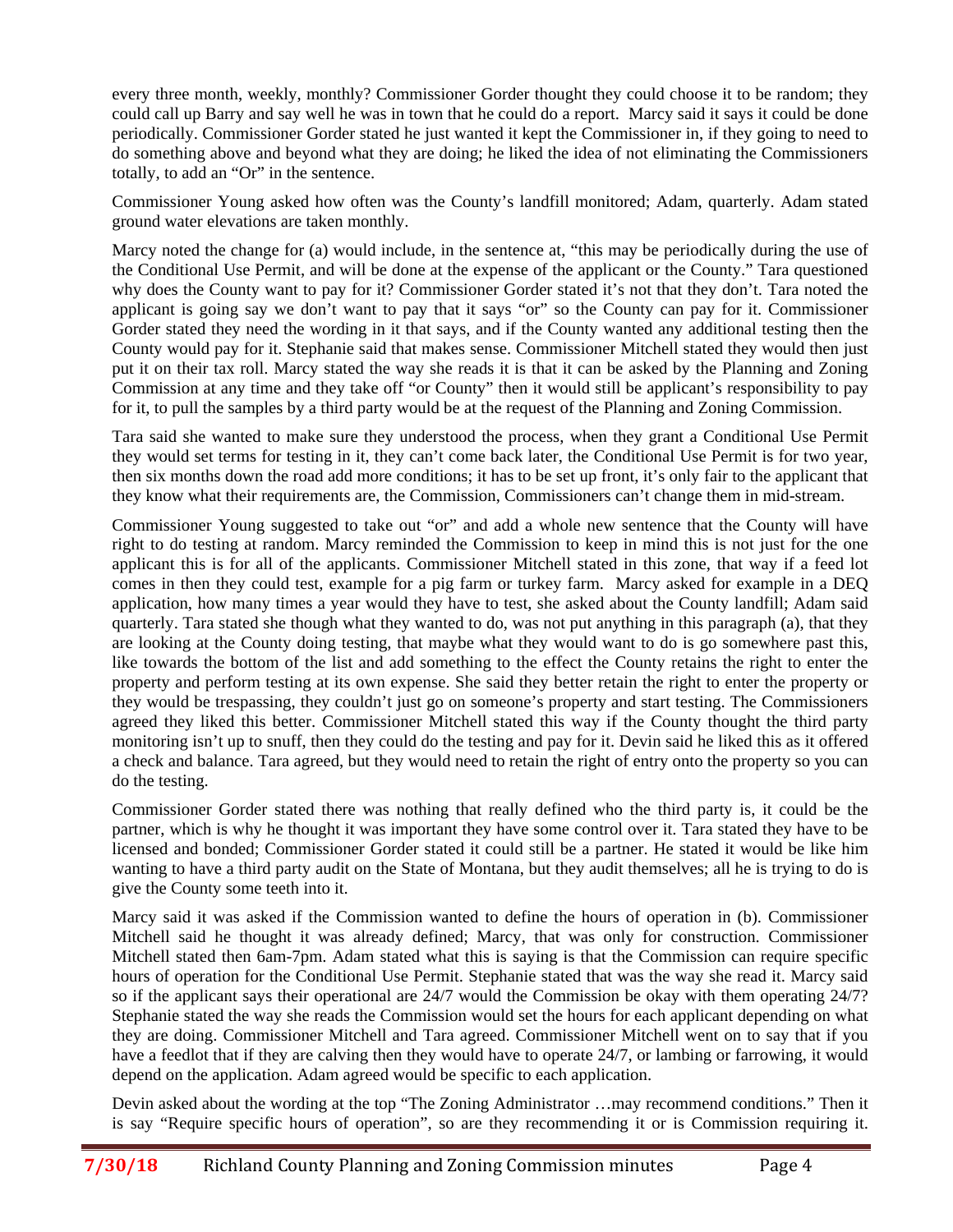every three month, weekly, monthly? Commissioner Gorder thought they could choose it to be random; they could call up Barry and say well he was in town that he could do a report. Marcy said it says it could be done periodically. Commissioner Gorder stated he just wanted it kept the Commissioner in, if they going to need to do something above and beyond what they are doing; he liked the idea of not eliminating the Commissioners totally, to add an "Or" in the sentence.

Commissioner Young asked how often was the County's landfill monitored; Adam, quarterly. Adam stated ground water elevations are taken monthly.

Marcy noted the change for (a) would include, in the sentence at, "this may be periodically during the use of the Conditional Use Permit, and will be done at the expense of the applicant or the County." Tara questioned why does the County want to pay for it? Commissioner Gorder stated it's not that they don't. Tara noted the applicant is going say we don't want to pay that it says "or" so the County can pay for it. Commissioner Gorder stated they need the wording in it that says, and if the County wanted any additional testing then the County would pay for it. Stephanie said that makes sense. Commissioner Mitchell stated they would then just put it on their tax roll. Marcy stated the way she reads it is that it can be asked by the Planning and Zoning Commission at any time and they take off "or County" then it would still be applicant's responsibility to pay for it, to pull the samples by a third party would be at the request of the Planning and Zoning Commission.

Tara said she wanted to make sure they understood the process, when they grant a Conditional Use Permit they would set terms for testing in it, they can't come back later, the Conditional Use Permit is for two year, then six months down the road add more conditions; it has to be set up front, it's only fair to the applicant that they know what their requirements are, the Commission, Commissioners can't change them in mid-stream.

Commissioner Young suggested to take out "or" and add a whole new sentence that the County will have right to do testing at random. Marcy reminded the Commission to keep in mind this is not just for the one applicant this is for all of the applicants. Commissioner Mitchell stated in this zone, that way if a feed lot comes in then they could test, example for a pig farm or turkey farm. Marcy asked for example in a DEQ application, how many times a year would they have to test, she asked about the County landfill; Adam said quarterly. Tara stated she though what they wanted to do, was not put anything in this paragraph (a), that they are looking at the County doing testing, that maybe what they would want to do is go somewhere past this, like towards the bottom of the list and add something to the effect the County retains the right to enter the property and perform testing at its own expense. She said they better retain the right to enter the property or they would be trespassing, they couldn't just go on someone's property and start testing. The Commissioners agreed they liked this better. Commissioner Mitchell stated this way if the County thought the third party monitoring isn't up to snuff, then they could do the testing and pay for it. Devin said he liked this as it offered a check and balance. Tara agreed, but they would need to retain the right of entry onto the property so you can do the testing.

Commissioner Gorder stated there was nothing that really defined who the third party is, it could be the partner, which is why he thought it was important they have some control over it. Tara stated they have to be licensed and bonded; Commissioner Gorder stated it could still be a partner. He stated it would be like him wanting to have a third party audit on the State of Montana, but they audit themselves; all he is trying to do is give the County some teeth into it.

Marcy said it was asked if the Commission wanted to define the hours of operation in (b). Commissioner Mitchell said he thought it was already defined; Marcy, that was only for construction. Commissioner Mitchell stated then 6am-7pm. Adam stated what this is saying is that the Commission can require specific hours of operation for the Conditional Use Permit. Stephanie stated that was the way she read it. Marcy said so if the applicant says their operational are 24/7 would the Commission be okay with them operating 24/7? Stephanie stated the way she reads the Commission would set the hours for each applicant depending on what they are doing. Commissioner Mitchell and Tara agreed. Commissioner Mitchell went on to say that if you have a feedlot that if they are calving then they would have to operate 24/7, or lambing or farrowing, it would depend on the application. Adam agreed would be specific to each application.

Devin asked about the wording at the top "The Zoning Administrator …may recommend conditions." Then it is say "Require specific hours of operation", so are they recommending it or is Commission requiring it.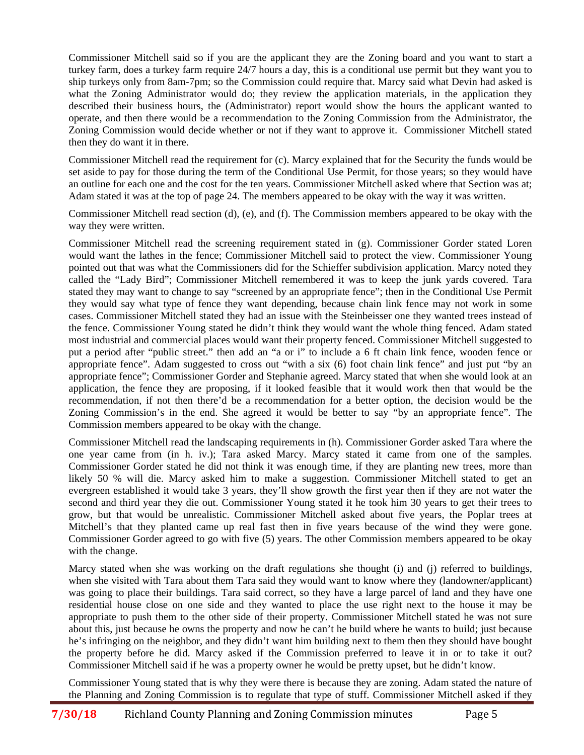Commissioner Mitchell said so if you are the applicant they are the Zoning board and you want to start a turkey farm, does a turkey farm require 24/7 hours a day, this is a conditional use permit but they want you to ship turkeys only from 8am-7pm; so the Commission could require that. Marcy said what Devin had asked is what the Zoning Administrator would do; they review the application materials, in the application they described their business hours, the (Administrator) report would show the hours the applicant wanted to operate, and then there would be a recommendation to the Zoning Commission from the Administrator, the Zoning Commission would decide whether or not if they want to approve it. Commissioner Mitchell stated then they do want it in there.

Commissioner Mitchell read the requirement for (c). Marcy explained that for the Security the funds would be set aside to pay for those during the term of the Conditional Use Permit, for those years; so they would have an outline for each one and the cost for the ten years. Commissioner Mitchell asked where that Section was at; Adam stated it was at the top of page 24. The members appeared to be okay with the way it was written.

Commissioner Mitchell read section (d), (e), and (f). The Commission members appeared to be okay with the way they were written.

Commissioner Mitchell read the screening requirement stated in (g). Commissioner Gorder stated Loren would want the lathes in the fence; Commissioner Mitchell said to protect the view. Commissioner Young pointed out that was what the Commissioners did for the Schieffer subdivision application. Marcy noted they called the "Lady Bird"; Commissioner Mitchell remembered it was to keep the junk yards covered. Tara stated they may want to change to say "screened by an appropriate fence"; then in the Conditional Use Permit they would say what type of fence they want depending, because chain link fence may not work in some cases. Commissioner Mitchell stated they had an issue with the Steinbeisser one they wanted trees instead of the fence. Commissioner Young stated he didn't think they would want the whole thing fenced. Adam stated most industrial and commercial places would want their property fenced. Commissioner Mitchell suggested to put a period after "public street." then add an "a or i" to include a 6 ft chain link fence, wooden fence or appropriate fence". Adam suggested to cross out "with a six (6) foot chain link fence" and just put "by an appropriate fence"; Commissioner Gorder and Stephanie agreed. Marcy stated that when she would look at an application, the fence they are proposing, if it looked feasible that it would work then that would be the recommendation, if not then there'd be a recommendation for a better option, the decision would be the Zoning Commission's in the end. She agreed it would be better to say "by an appropriate fence". The Commission members appeared to be okay with the change.

Commissioner Mitchell read the landscaping requirements in (h). Commissioner Gorder asked Tara where the one year came from (in h. iv.); Tara asked Marcy. Marcy stated it came from one of the samples. Commissioner Gorder stated he did not think it was enough time, if they are planting new trees, more than likely 50 % will die. Marcy asked him to make a suggestion. Commissioner Mitchell stated to get an evergreen established it would take 3 years, they'll show growth the first year then if they are not water the second and third year they die out. Commissioner Young stated it he took him 30 years to get their trees to grow, but that would be unrealistic. Commissioner Mitchell asked about five years, the Poplar trees at Mitchell's that they planted came up real fast then in five years because of the wind they were gone. Commissioner Gorder agreed to go with five (5) years. The other Commission members appeared to be okay with the change.

Marcy stated when she was working on the draft regulations she thought (i) and (j) referred to buildings, when she visited with Tara about them Tara said they would want to know where they (landowner/applicant) was going to place their buildings. Tara said correct, so they have a large parcel of land and they have one residential house close on one side and they wanted to place the use right next to the house it may be appropriate to push them to the other side of their property. Commissioner Mitchell stated he was not sure about this, just because he owns the property and now he can't he build where he wants to build; just because he's infringing on the neighbor, and they didn't want him building next to them then they should have bought the property before he did. Marcy asked if the Commission preferred to leave it in or to take it out? Commissioner Mitchell said if he was a property owner he would be pretty upset, but he didn't know.

Commissioner Young stated that is why they were there is because they are zoning. Adam stated the nature of the Planning and Zoning Commission is to regulate that type of stuff. Commissioner Mitchell asked if they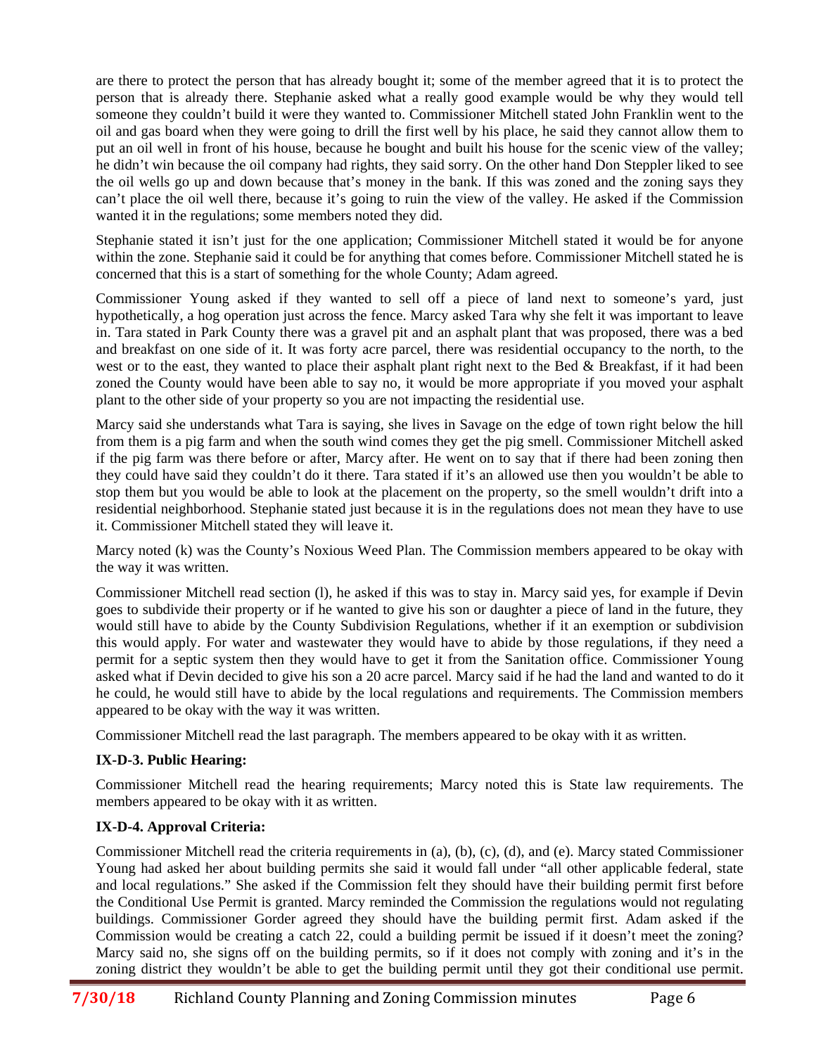are there to protect the person that has already bought it; some of the member agreed that it is to protect the person that is already there. Stephanie asked what a really good example would be why they would tell someone they couldn't build it were they wanted to. Commissioner Mitchell stated John Franklin went to the oil and gas board when they were going to drill the first well by his place, he said they cannot allow them to put an oil well in front of his house, because he bought and built his house for the scenic view of the valley; he didn't win because the oil company had rights, they said sorry. On the other hand Don Steppler liked to see the oil wells go up and down because that's money in the bank. If this was zoned and the zoning says they can't place the oil well there, because it's going to ruin the view of the valley. He asked if the Commission wanted it in the regulations; some members noted they did.

Stephanie stated it isn't just for the one application; Commissioner Mitchell stated it would be for anyone within the zone. Stephanie said it could be for anything that comes before. Commissioner Mitchell stated he is concerned that this is a start of something for the whole County; Adam agreed.

Commissioner Young asked if they wanted to sell off a piece of land next to someone's yard, just hypothetically, a hog operation just across the fence. Marcy asked Tara why she felt it was important to leave in. Tara stated in Park County there was a gravel pit and an asphalt plant that was proposed, there was a bed and breakfast on one side of it. It was forty acre parcel, there was residential occupancy to the north, to the west or to the east, they wanted to place their asphalt plant right next to the Bed & Breakfast, if it had been zoned the County would have been able to say no, it would be more appropriate if you moved your asphalt plant to the other side of your property so you are not impacting the residential use.

Marcy said she understands what Tara is saying, she lives in Savage on the edge of town right below the hill from them is a pig farm and when the south wind comes they get the pig smell. Commissioner Mitchell asked if the pig farm was there before or after, Marcy after. He went on to say that if there had been zoning then they could have said they couldn't do it there. Tara stated if it's an allowed use then you wouldn't be able to stop them but you would be able to look at the placement on the property, so the smell wouldn't drift into a residential neighborhood. Stephanie stated just because it is in the regulations does not mean they have to use it. Commissioner Mitchell stated they will leave it.

Marcy noted (k) was the County's Noxious Weed Plan. The Commission members appeared to be okay with the way it was written.

Commissioner Mitchell read section (l), he asked if this was to stay in. Marcy said yes, for example if Devin goes to subdivide their property or if he wanted to give his son or daughter a piece of land in the future, they would still have to abide by the County Subdivision Regulations, whether if it an exemption or subdivision this would apply. For water and wastewater they would have to abide by those regulations, if they need a permit for a septic system then they would have to get it from the Sanitation office. Commissioner Young asked what if Devin decided to give his son a 20 acre parcel. Marcy said if he had the land and wanted to do it he could, he would still have to abide by the local regulations and requirements. The Commission members appeared to be okay with the way it was written.

Commissioner Mitchell read the last paragraph. The members appeared to be okay with it as written.

**IX-D-3. Public Hearing:**

Commissioner Mitchell read the hearing requirements; Marcy noted this is State law requirements. The members appeared to be okay with it as written.

**IX-D-4. Approval Criteria:**

Commissioner Mitchell read the criteria requirements in (a), (b), (c), (d), and (e). Marcy stated Commissioner Young had asked her about building permits she said it would fall under "all other applicable federal, state and local regulations." She asked if the Commission felt they should have their building permit first before the Conditional Use Permit is granted. Marcy reminded the Commission the regulations would not regulating buildings. Commissioner Gorder agreed they should have the building permit first. Adam asked if the Commission would be creating a catch 22, could a building permit be issued if it doesn't meet the zoning? Marcy said no, she signs off on the building permits, so if it does not comply with zoning and it's in the zoning district they wouldn't be able to get the building permit until they got their conditional use permit.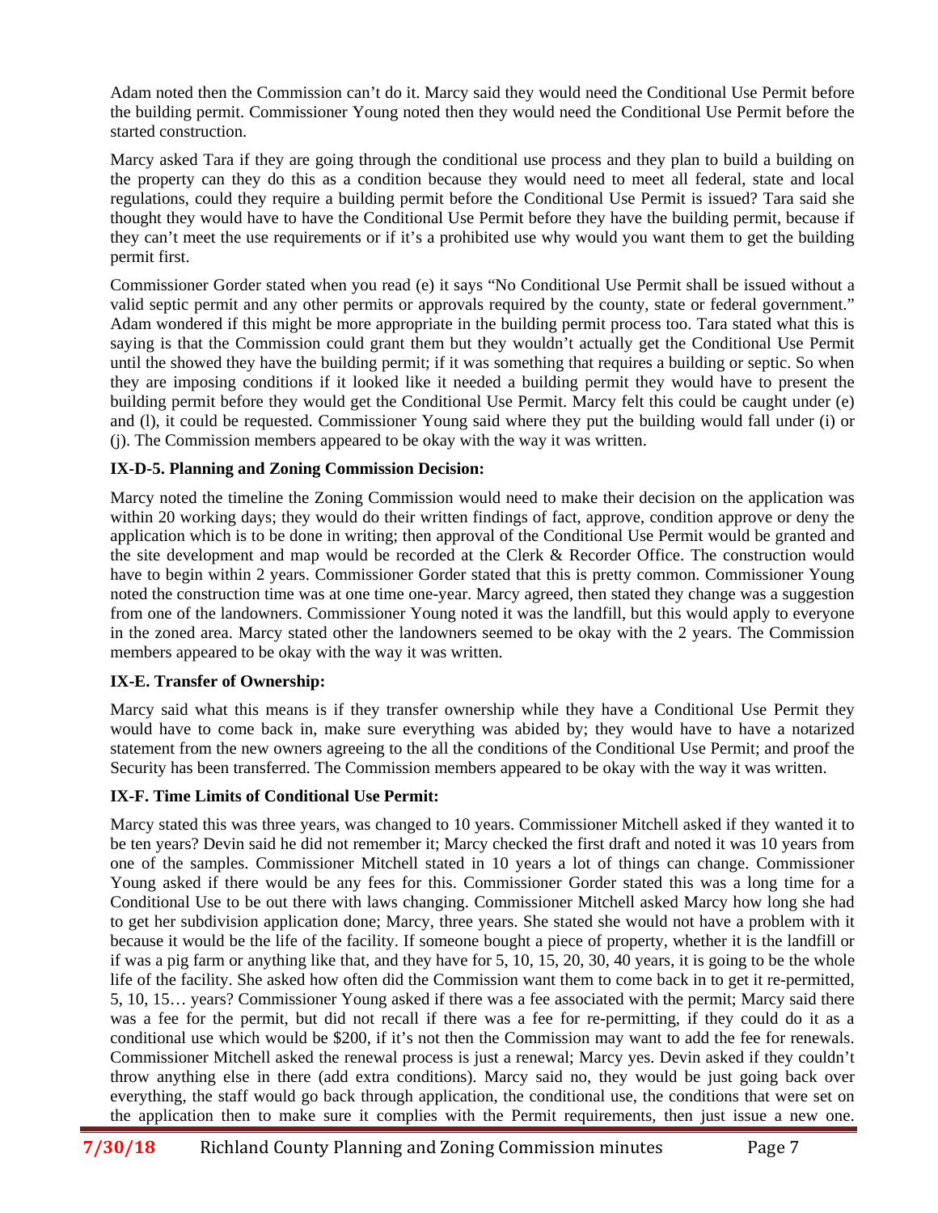Adam noted then the Commission can't do it. Marcy said they would need the Conditional Use Permit before the building permit. Commissioner Young noted then they would need the Conditional Use Permit before the started construction.

Marcy asked Tara if they are going through the conditional use process and they plan to build a building on the property can they do this as a condition because they would need to meet all federal, state and local regulations, could they require a building permit before the Conditional Use Permit is issued? Tara said she thought they would have to have the Conditional Use Permit before they have the building permit, because if they can't meet the use requirements or if it's a prohibited use why would you want them to get the building permit first.

Commissioner Gorder stated when you read (e) it says "No Conditional Use Permit shall be issued without a valid septic permit and any other permits or approvals required by the county, state or federal government." Adam wondered if this might be more appropriate in the building permit process too. Tara stated what this is saying is that the Commission could grant them but they wouldn't actually get the Conditional Use Permit until the showed they have the building permit; if it was something that requires a building or septic. So when they are imposing conditions if it looked like it needed a building permit they would have to present the building permit before they would get the Conditional Use Permit. Marcy felt this could be caught under (e) and (l), it could be requested. Commissioner Young said where they put the building would fall under (i) or (j). The Commission members appeared to be okay with the way it was written.

**IX-D-5. Planning and Zoning Commission Decision:**

Marcy noted the timeline the Zoning Commission would need to make their decision on the application was within 20 working days; they would do their written findings of fact, approve, condition approve or deny the application which is to be done in writing; then approval of the Conditional Use Permit would be granted and the site development and map would be recorded at the Clerk & Recorder Office. The construction would have to begin within 2 years. Commissioner Gorder stated that this is pretty common. Commissioner Young noted the construction time was at one time one-year. Marcy agreed, then stated they change was a suggestion from one of the landowners. Commissioner Young noted it was the landfill, but this would apply to everyone in the zoned area. Marcy stated other the landowners seemed to be okay with the 2 years. The Commission members appeared to be okay with the way it was written.

**IX-E. Transfer of Ownership:**

Marcy said what this means is if they transfer ownership while they have a Conditional Use Permit they would have to come back in, make sure everything was abided by; they would have to have a notarized statement from the new owners agreeing to the all the conditions of the Conditional Use Permit; and proof the Security has been transferred. The Commission members appeared to be okay with the way it was written.

**IX-F. Time Limits of Conditional Use Permit:**

Marcy stated this was three years, was changed to 10 years. Commissioner Mitchell asked if they wanted it to be ten years? Devin said he did not remember it; Marcy checked the first draft and noted it was 10 years from one of the samples. Commissioner Mitchell stated in 10 years a lot of things can change. Commissioner Young asked if there would be any fees for this. Commissioner Gorder stated this was a long time for a Conditional Use to be out there with laws changing. Commissioner Mitchell asked Marcy how long she had to get her subdivision application done; Marcy, three years. She stated she would not have a problem with it because it would be the life of the facility. If someone bought a piece of property, whether it is the landfill or if was a pig farm or anything like that, and they have for 5, 10, 15, 20, 30, 40 years, it is going to be the whole life of the facility. She asked how often did the Commission want them to come back in to get it re-permitted, 5, 10, 15… years? Commissioner Young asked if there was a fee associated with the permit; Marcy said there was a fee for the permit, but did not recall if there was a fee for re-permitting, if they could do it as a conditional use which would be $200, if it's not then the Commission may want to add the fee for renewals. Commissioner Mitchell asked the renewal process is just a renewal; Marcy yes. Devin asked if they couldn't throw anything else in there (add extra conditions). Marcy said no, they would be just going back over everything, the staff would go back through application, the conditional use, the conditions that were set on the application then to make sure it complies with the Permit requirements, then just issue a new one.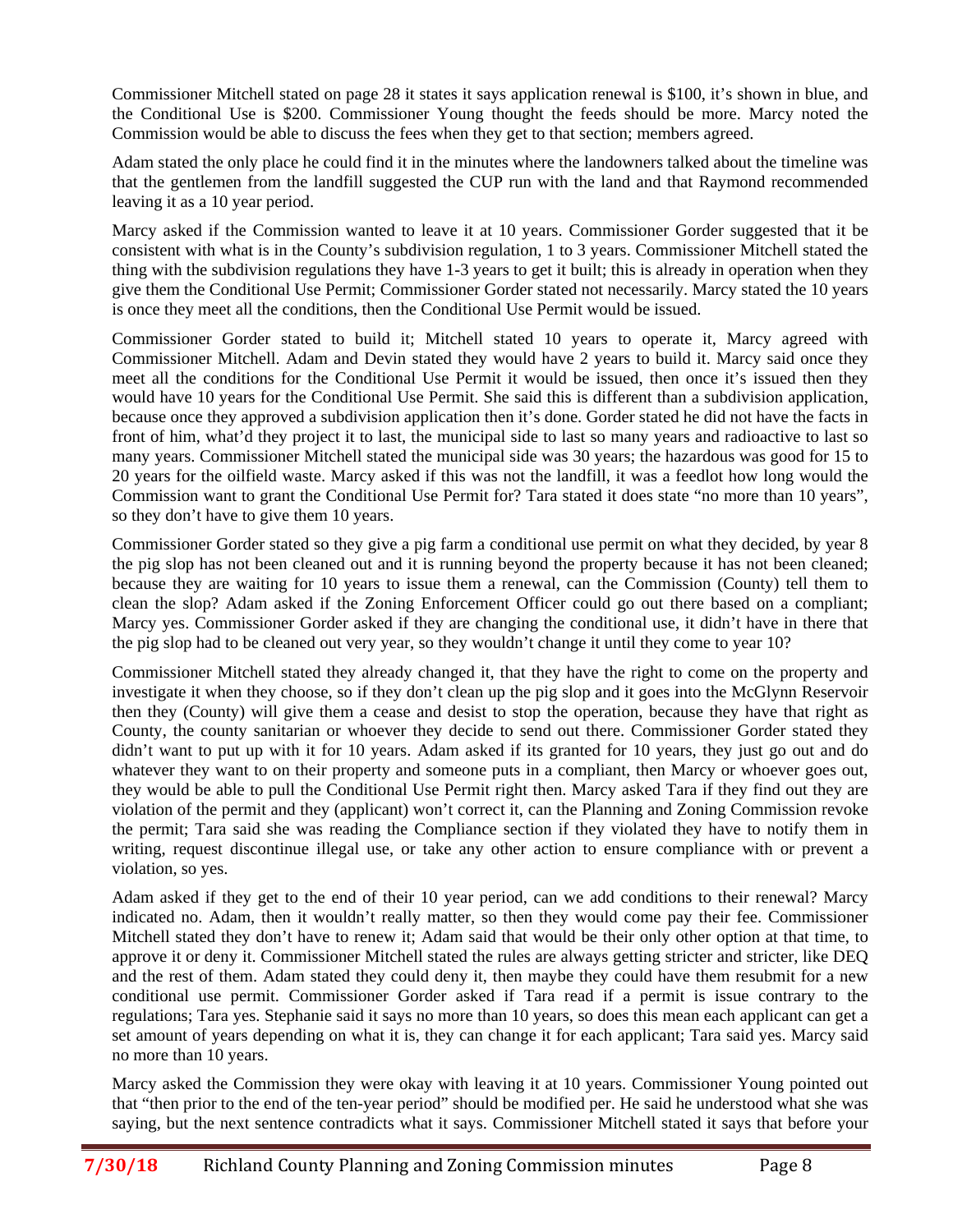Commissioner Mitchell stated on page 28 it states it says application renewal is $100, it's shown in blue, and the Conditional Use is $200. Commissioner Young thought the feeds should be more. Marcy noted the Commission would be able to discuss the fees when they get to that section; members agreed.

Adam stated the only place he could find it in the minutes where the landowners talked about the timeline was that the gentlemen from the landfill suggested the CUP run with the land and that Raymond recommended leaving it as a 10 year period.

Marcy asked if the Commission wanted to leave it at 10 years. Commissioner Gorder suggested that it be consistent with what is in the County's subdivision regulation, 1 to 3 years. Commissioner Mitchell stated the thing with the subdivision regulations they have 1-3 years to get it built; this is already in operation when they give them the Conditional Use Permit; Commissioner Gorder stated not necessarily. Marcy stated the 10 years is once they meet all the conditions, then the Conditional Use Permit would be issued.

Commissioner Gorder stated to build it; Mitchell stated 10 years to operate it, Marcy agreed with Commissioner Mitchell. Adam and Devin stated they would have 2 years to build it. Marcy said once they meet all the conditions for the Conditional Use Permit it would be issued, then once it's issued then they would have 10 years for the Conditional Use Permit. She said this is different than a subdivision application, because once they approved a subdivision application then it's done. Gorder stated he did not have the facts in front of him, what'd they project it to last, the municipal side to last so many years and radioactive to last so many years. Commissioner Mitchell stated the municipal side was 30 years; the hazardous was good for 15 to 20 years for the oilfield waste. Marcy asked if this was not the landfill, it was a feedlot how long would the Commission want to grant the Conditional Use Permit for? Tara stated it does state "no more than 10 years", so they don't have to give them 10 years.

Commissioner Gorder stated so they give a pig farm a conditional use permit on what they decided, by year 8 the pig slop has not been cleaned out and it is running beyond the property because it has not been cleaned; because they are waiting for 10 years to issue them a renewal, can the Commission (County) tell them to clean the slop? Adam asked if the Zoning Enforcement Officer could go out there based on a compliant; Marcy yes. Commissioner Gorder asked if they are changing the conditional use, it didn't have in there that the pig slop had to be cleaned out very year, so they wouldn't change it until they come to year 10?

Commissioner Mitchell stated they already changed it, that they have the right to come on the property and investigate it when they choose, so if they don't clean up the pig slop and it goes into the McGlynn Reservoir then they (County) will give them a cease and desist to stop the operation, because they have that right as County, the county sanitarian or whoever they decide to send out there. Commissioner Gorder stated they didn't want to put up with it for 10 years. Adam asked if its granted for 10 years, they just go out and do whatever they want to on their property and someone puts in a compliant, then Marcy or whoever goes out, they would be able to pull the Conditional Use Permit right then. Marcy asked Tara if they find out they are violation of the permit and they (applicant) won't correct it, can the Planning and Zoning Commission revoke the permit; Tara said she was reading the Compliance section if they violated they have to notify them in writing, request discontinue illegal use, or take any other action to ensure compliance with or prevent a violation, so yes.

Adam asked if they get to the end of their 10 year period, can we add conditions to their renewal? Marcy indicated no. Adam, then it wouldn't really matter, so then they would come pay their fee. Commissioner Mitchell stated they don't have to renew it; Adam said that would be their only other option at that time, to approve it or deny it. Commissioner Mitchell stated the rules are always getting stricter and stricter, like DEQ and the rest of them. Adam stated they could deny it, then maybe they could have them resubmit for a new conditional use permit. Commissioner Gorder asked if Tara read if a permit is issue contrary to the regulations; Tara yes. Stephanie said it says no more than 10 years, so does this mean each applicant can get a set amount of years depending on what it is, they can change it for each applicant; Tara said yes. Marcy said no more than 10 years.

Marcy asked the Commission they were okay with leaving it at 10 years. Commissioner Young pointed out that "then prior to the end of the ten-year period" should be modified per. He said he understood what she was saying, but the next sentence contradicts what it says. Commissioner Mitchell stated it says that before your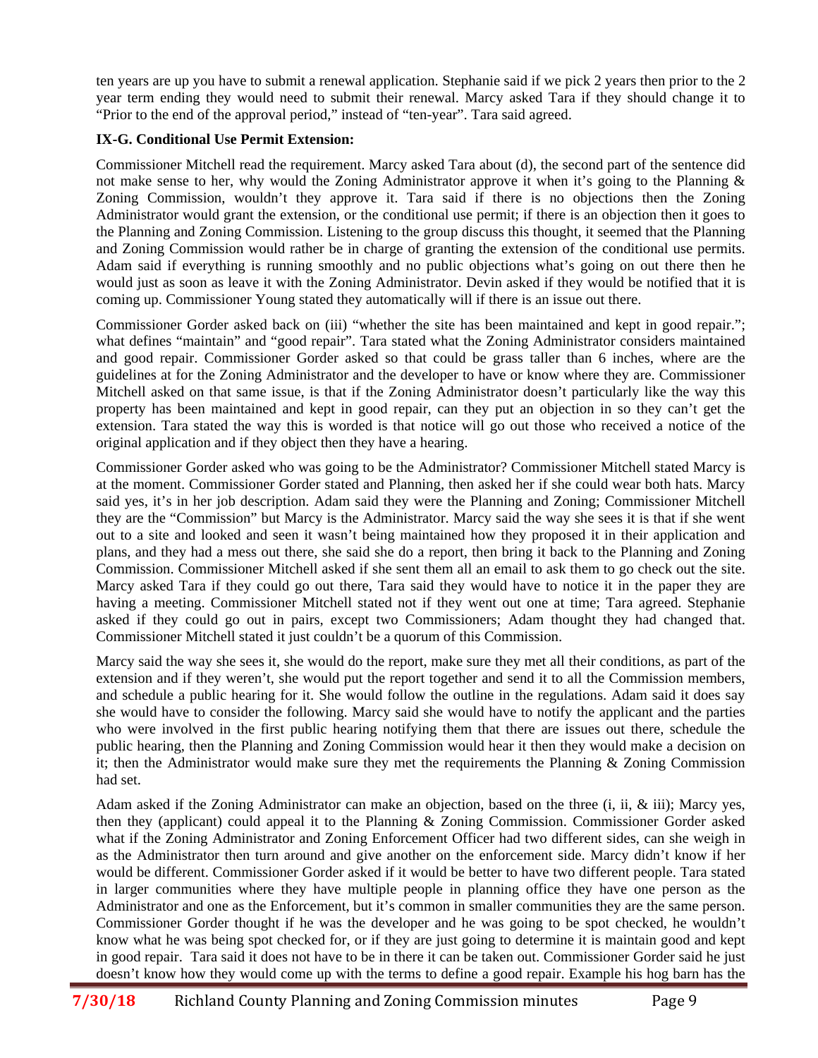ten years are up you have to submit a renewal application. Stephanie said if we pick 2 years then prior to the 2 year term ending they would need to submit their renewal. Marcy asked Tara if they should change it to "Prior to the end of the approval period," instead of "ten-year". Tara said agreed.

**IX-G. Conditional Use Permit Extension:**

Commissioner Mitchell read the requirement. Marcy asked Tara about (d), the second part of the sentence did not make sense to her, why would the Zoning Administrator approve it when it's going to the Planning & Zoning Commission, wouldn't they approve it. Tara said if there is no objections then the Zoning Administrator would grant the extension, or the conditional use permit; if there is an objection then it goes to the Planning and Zoning Commission. Listening to the group discuss this thought, it seemed that the Planning and Zoning Commission would rather be in charge of granting the extension of the conditional use permits. Adam said if everything is running smoothly and no public objections what's going on out there then he would just as soon as leave it with the Zoning Administrator. Devin asked if they would be notified that it is coming up. Commissioner Young stated they automatically will if there is an issue out there.

Commissioner Gorder asked back on (iii) "whether the site has been maintained and kept in good repair."; what defines "maintain" and "good repair". Tara stated what the Zoning Administrator considers maintained and good repair. Commissioner Gorder asked so that could be grass taller than 6 inches, where are the guidelines at for the Zoning Administrator and the developer to have or know where they are. Commissioner Mitchell asked on that same issue, is that if the Zoning Administrator doesn't particularly like the way this property has been maintained and kept in good repair, can they put an objection in so they can't get the extension. Tara stated the way this is worded is that notice will go out those who received a notice of the original application and if they object then they have a hearing.

Commissioner Gorder asked who was going to be the Administrator? Commissioner Mitchell stated Marcy is at the moment. Commissioner Gorder stated and Planning, then asked her if she could wear both hats. Marcy said yes, it's in her job description. Adam said they were the Planning and Zoning; Commissioner Mitchell they are the "Commission" but Marcy is the Administrator. Marcy said the way she sees it is that if she went out to a site and looked and seen it wasn't being maintained how they proposed it in their application and plans, and they had a mess out there, she said she do a report, then bring it back to the Planning and Zoning Commission. Commissioner Mitchell asked if she sent them all an email to ask them to go check out the site. Marcy asked Tara if they could go out there, Tara said they would have to notice it in the paper they are having a meeting. Commissioner Mitchell stated not if they went out one at time; Tara agreed. Stephanie asked if they could go out in pairs, except two Commissioners; Adam thought they had changed that. Commissioner Mitchell stated it just couldn't be a quorum of this Commission.

Marcy said the way she sees it, she would do the report, make sure they met all their conditions, as part of the extension and if they weren't, she would put the report together and send it to all the Commission members, and schedule a public hearing for it. She would follow the outline in the regulations. Adam said it does say she would have to consider the following. Marcy said she would have to notify the applicant and the parties who were involved in the first public hearing notifying them that there are issues out there, schedule the public hearing, then the Planning and Zoning Commission would hear it then they would make a decision on it; then the Administrator would make sure they met the requirements the Planning & Zoning Commission had set.

Adam asked if the Zoning Administrator can make an objection, based on the three (i, ii, & iii); Marcy yes, then they (applicant) could appeal it to the Planning & Zoning Commission. Commissioner Gorder asked what if the Zoning Administrator and Zoning Enforcement Officer had two different sides, can she weigh in as the Administrator then turn around and give another on the enforcement side. Marcy didn't know if her would be different. Commissioner Gorder asked if it would be better to have two different people. Tara stated in larger communities where they have multiple people in planning office they have one person as the Administrator and one as the Enforcement, but it's common in smaller communities they are the same person. Commissioner Gorder thought if he was the developer and he was going to be spot checked, he wouldn't know what he was being spot checked for, or if they are just going to determine it is maintain good and kept in good repair. Tara said it does not have to be in there it can be taken out. Commissioner Gorder said he just doesn't know how they would come up with the terms to define a good repair. Example his hog barn has the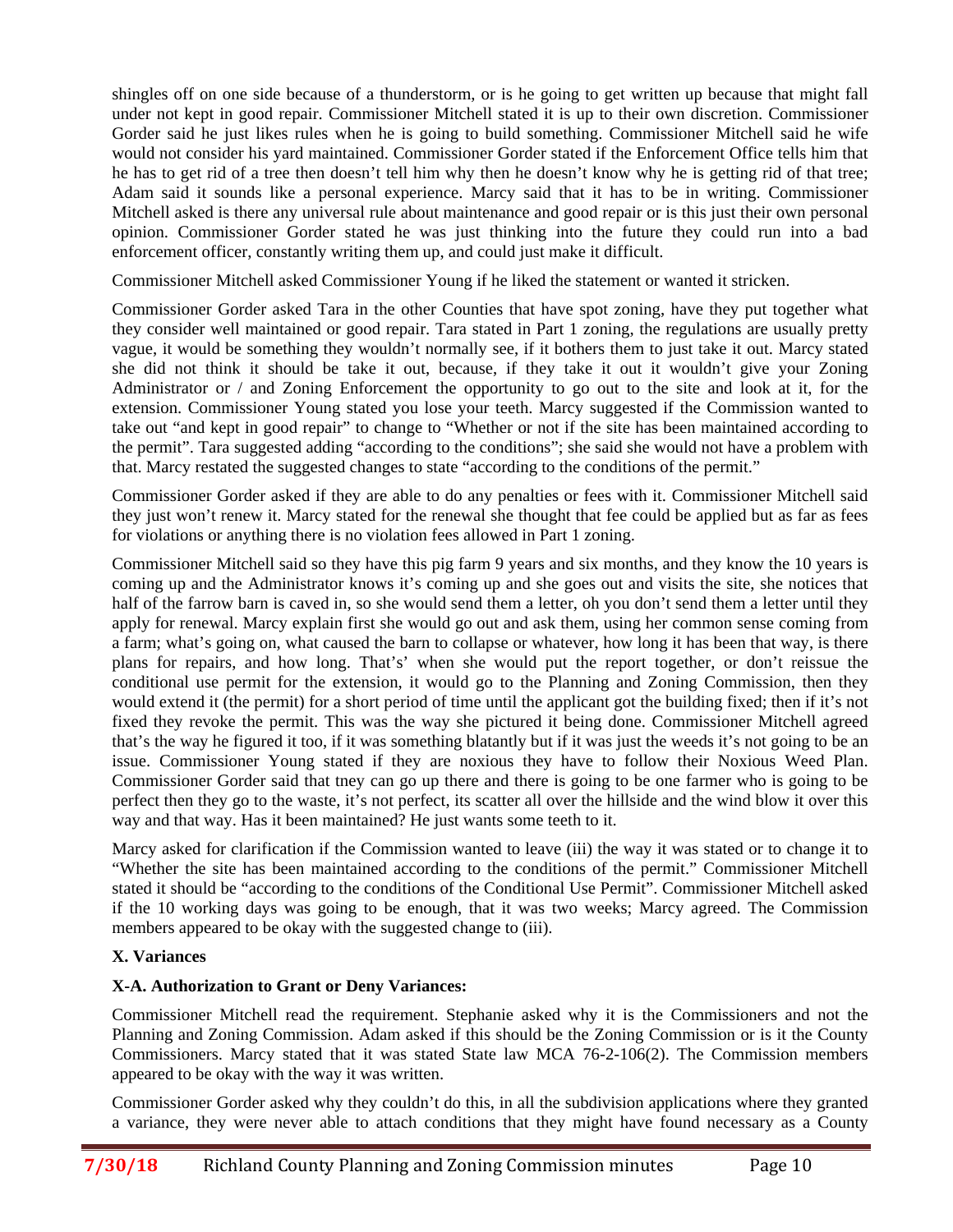shingles off on one side because of a thunderstorm, or is he going to get written up because that might fall under not kept in good repair. Commissioner Mitchell stated it is up to their own discretion. Commissioner Gorder said he just likes rules when he is going to build something. Commissioner Mitchell said he wife would not consider his yard maintained. Commissioner Gorder stated if the Enforcement Office tells him that he has to get rid of a tree then doesn't tell him why then he doesn't know why he is getting rid of that tree; Adam said it sounds like a personal experience. Marcy said that it has to be in writing. Commissioner Mitchell asked is there any universal rule about maintenance and good repair or is this just their own personal opinion. Commissioner Gorder stated he was just thinking into the future they could run into a bad enforcement officer, constantly writing them up, and could just make it difficult.

Commissioner Mitchell asked Commissioner Young if he liked the statement or wanted it stricken.

Commissioner Gorder asked Tara in the other Counties that have spot zoning, have they put together what they consider well maintained or good repair. Tara stated in Part 1 zoning, the regulations are usually pretty vague, it would be something they wouldn't normally see, if it bothers them to just take it out. Marcy stated she did not think it should be take it out, because, if they take it out it wouldn't give your Zoning Administrator or / and Zoning Enforcement the opportunity to go out to the site and look at it, for the extension. Commissioner Young stated you lose your teeth. Marcy suggested if the Commission wanted to take out "and kept in good repair" to change to "Whether or not if the site has been maintained according to the permit". Tara suggested adding "according to the conditions"; she said she would not have a problem with that. Marcy restated the suggested changes to state "according to the conditions of the permit."

Commissioner Gorder asked if they are able to do any penalties or fees with it. Commissioner Mitchell said they just won't renew it. Marcy stated for the renewal she thought that fee could be applied but as far as fees for violations or anything there is no violation fees allowed in Part 1 zoning.

Commissioner Mitchell said so they have this pig farm 9 years and six months, and they know the 10 years is coming up and the Administrator knows it's coming up and she goes out and visits the site, she notices that half of the farrow barn is caved in, so she would send them a letter, oh you don't send them a letter until they apply for renewal. Marcy explain first she would go out and ask them, using her common sense coming from a farm; what's going on, what caused the barn to collapse or whatever, how long it has been that way, is there plans for repairs, and how long. That's' when she would put the report together, or don't reissue the conditional use permit for the extension, it would go to the Planning and Zoning Commission, then they would extend it (the permit) for a short period of time until the applicant got the building fixed; then if it's not fixed they revoke the permit. This was the way she pictured it being done. Commissioner Mitchell agreed that's the way he figured it too, if it was something blatantly but if it was just the weeds it's not going to be an issue. Commissioner Young stated if they are noxious they have to follow their Noxious Weed Plan. Commissioner Gorder said that tney can go up there and there is going to be one farmer who is going to be perfect then they go to the waste, it's not perfect, its scatter all over the hillside and the wind blow it over this way and that way. Has it been maintained? He just wants some teeth to it.

Marcy asked for clarification if the Commission wanted to leave (iii) the way it was stated or to change it to "Whether the site has been maintained according to the conditions of the permit." Commissioner Mitchell stated it should be "according to the conditions of the Conditional Use Permit". Commissioner Mitchell asked if the 10 working days was going to be enough, that it was two weeks; Marcy agreed. The Commission members appeared to be okay with the suggested change to (iii).

**X. Variances**

**X-A. Authorization to Grant or Deny Variances:**

Commissioner Mitchell read the requirement. Stephanie asked why it is the Commissioners and not the Planning and Zoning Commission. Adam asked if this should be the Zoning Commission or is it the County Commissioners. Marcy stated that it was stated State law MCA 76-2-106(2). The Commission members appeared to be okay with the way it was written.

Commissioner Gorder asked why they couldn't do this, in all the subdivision applications where they granted a variance, they were never able to attach conditions that they might have found necessary as a County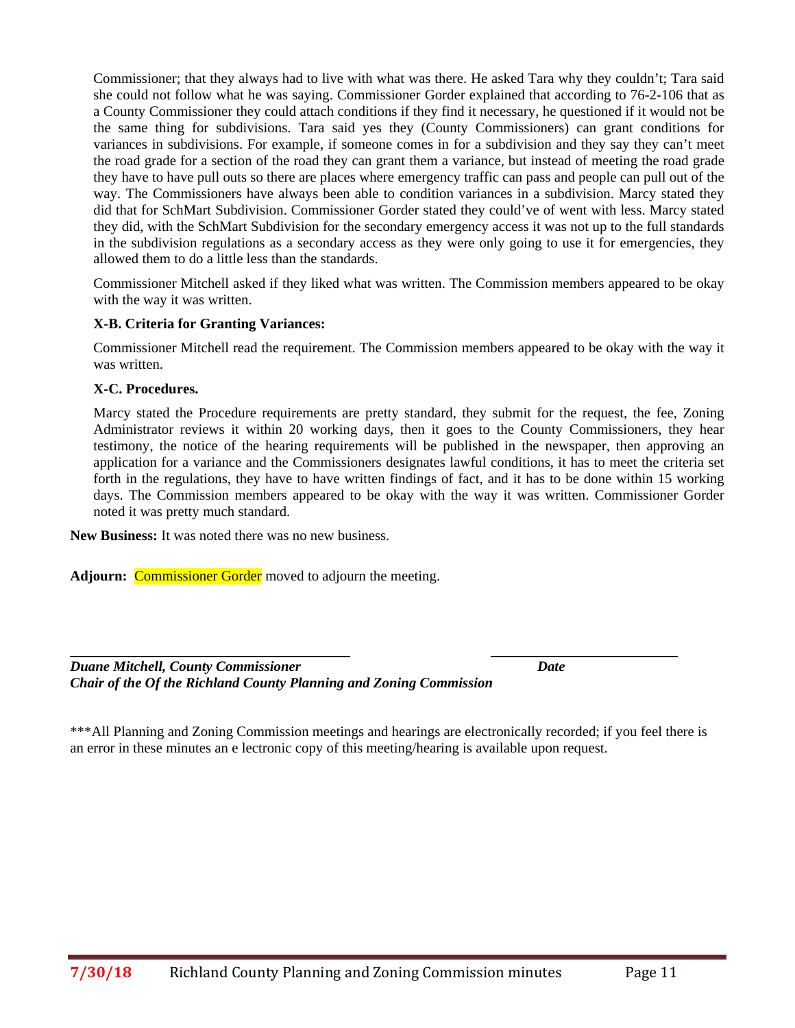Commissioner; that they always had to live with what was there. He asked Tara why they couldn't; Tara said she could not follow what he was saying. Commissioner Gorder explained that according to 76-2-106 that as a County Commissioner they could attach conditions if they find it necessary, he questioned if it would not be the same thing for subdivisions. Tara said yes they (County Commissioners) can grant conditions for variances in subdivisions. For example, if someone comes in for a subdivision and they say they can't meet the road grade for a section of the road they can grant them a variance, but instead of meeting the road grade they have to have pull outs so there are places where emergency traffic can pass and people can pull out of the way. The Commissioners have always been able to condition variances in a subdivision. Marcy stated they did that for SchMart Subdivision. Commissioner Gorder stated they could've of went with less. Marcy stated they did, with the SchMart Subdivision for the secondary emergency access it was not up to the full standards in the subdivision regulations as a secondary access as they were only going to use it for emergencies, they allowed them to do a little less than the standards.

Commissioner Mitchell asked if they liked what was written. The Commission members appeared to be okay with the way it was written.

**X-B. Criteria for Granting Variances:**

Commissioner Mitchell read the requirement. The Commission members appeared to be okay with the way it was written.

**X-C. Procedures.**

Marcy stated the Procedure requirements are pretty standard, they submit for the request, the fee, Zoning Administrator reviews it within 20 working days, then it goes to the County Commissioners, they hear testimony, the notice of the hearing requirements will be published in the newspaper, then approving an application for a variance and the Commissioners designates lawful conditions, it has to meet the criteria set forth in the regulations, they have to have written findings of fact, and it has to be done within 15 working days. The Commission members appeared to be okay with the way it was written. Commissioner Gorder noted it was pretty much standard.

**New Business:** It was noted there was no new business.

**Adjourn:** Commissioner Gorder moved to adjourn the meeting.

_______________________________ _______________________

***Duane Mitchell, County Commissioner*** ***Date***
***Chair of the Of the Richland County Planning and Zoning Commission***

***All Planning and Zoning Commission meetings and hearings are electronically recorded; if you feel there is an error in these minutes an e lectronic copy of this meeting/hearing is available upon request.